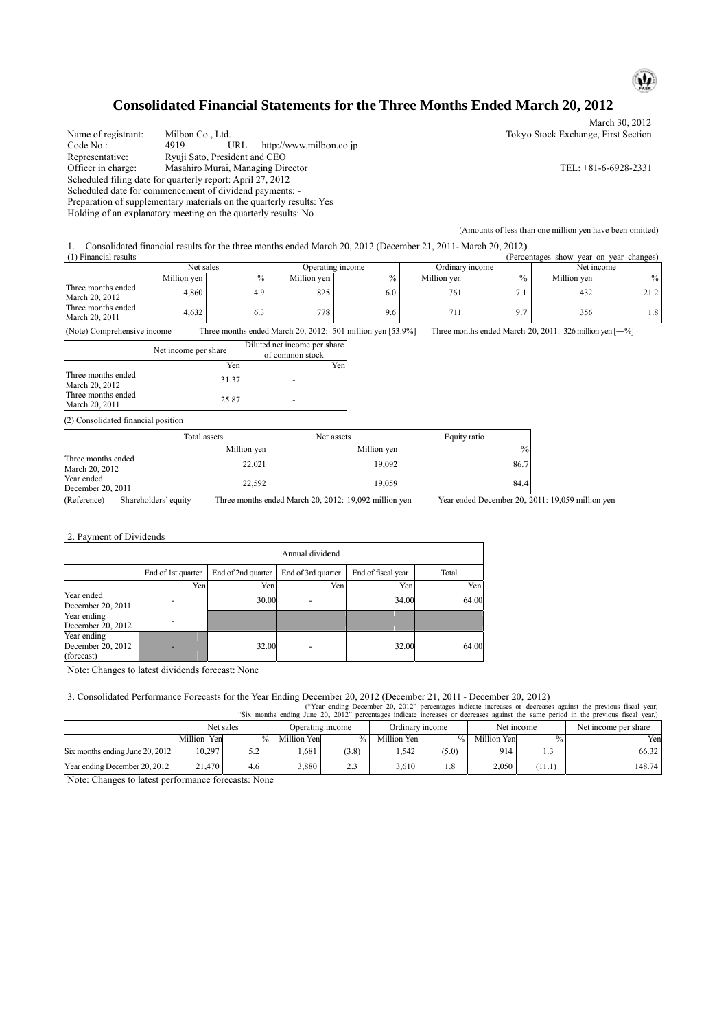# Consolidated Financial Statements for the Three Months Ended March 20, 2012

March 30, 2012

Name of registrant: Milbon Co., Ltd. — Tokyo Stock Exchange, First Section
Code No.: 4919 URL http://www.milbon.co.jp
Representative: Ryuji Sato, President and CEO
Officer in charge: Masahiro Murai, Managing Director — TEL: +81-6-6928-2331
Scheduled filing date for quarterly report: April 27, 2012
Scheduled date for commencement of dividend payments: -
Preparation of supplementary materials on the quarterly results: Yes
Holding of an explanatory meeting on the quarterly results: No

(Amounts of less than one million yen have been omitted)

1. Consolidated financial results for the three months ended March 20, 2012 (December 21, 2011- March 20, 2012)

(1) Financial results

(Percentages show year on year changes)

| | Net sales | | Operating income | | Ordinary income | | Net income | |
|---|---|---|---|---|---|---|---|---|
| | Million yen | % | Million yen | % | Million yen | % | Million yen | % |
| Three months ended March 20, 2012 | 4,860 | 4.9 | 825 | 6.0 | 761 | 7.1 | 432 | 21.2 |
| Three months ended March 20, 2011 | 4,632 | 6.3 | 778 | 9.6 | 711 | 9.7 | 356 | 1.8 |

(Note) Comprehensive income Three months ended March 20, 2012: 501 million yen [53.9%] Three months ended March 20, 2011: 326 million yen [―%]

| | Net income per share | Diluted net income per share of common stock |
|---|---|---|
| | Yen | Yen |
| Three months ended March 20, 2012 | 31.37 | - |
| Three months ended March 20, 2011 | 25.87 | - |

(2) Consolidated financial position

| | Total assets | Net assets | Equity ratio |
|---|---|---|---|
| | Million yen | Million yen | % |
| Three months ended March 20, 2012 | 22,021 | 19,092 | 86.7 |
| Year ended December 20, 2011 | 22,592 | 19,059 | 84.4 |

(Reference) Shareholders' equity Three months ended March 20, 2012: 19,092 million yen Year ended December 20, 2011: 19,059 million yen

2. Payment of Dividends

| | Annual dividend | | | | |
|---|---|---|---|---|---|
| | End of 1st quarter | End of 2nd quarter | End of 3rd quarter | End of fiscal year | Total |
| | Yen | Yen | Yen | Yen | Yen |
| Year ended December 20, 2011 | - | 30.00 | - | 34.00 | 64.00 |
| Year ending December 20, 2012 | - | | | | |
| Year ending December 20, 2012 (forecast) | | 32.00 | - | 32.00 | 64.00 |

Note: Changes to latest dividends forecast: None

3. Consolidated Performance Forecasts for the Year Ending December 20, 2012 (December 21, 2011 - December 20, 2012)

("Year ending December 20, 2012" percentages indicate increases or decreases against the previous fiscal year; "Six months ending June 20, 2012" percentages indicate increases or decreases against the same period in the previous fiscal year.)

| | Net sales | | Operating income | | Ordinary income | | Net income | | Net income per share |
|---|---|---|---|---|---|---|---|---|---|
| | Million Yen | % | Million Yen | % | Million Yen | % | Million Yen | % | Yen |
| Six months ending June 20, 2012 | 10,297 | 5.2 | 1,681 | (3.8) | 1,542 | (5.0) | 914 | 1.3 | 66.32 |
| Year ending December 20, 2012 | 21,470 | 4.6 | 3,880 | 2.3 | 3,610 | 1.8 | 2,050 | (11.1) | 148.74 |

Note: Changes to latest performance forecasts: None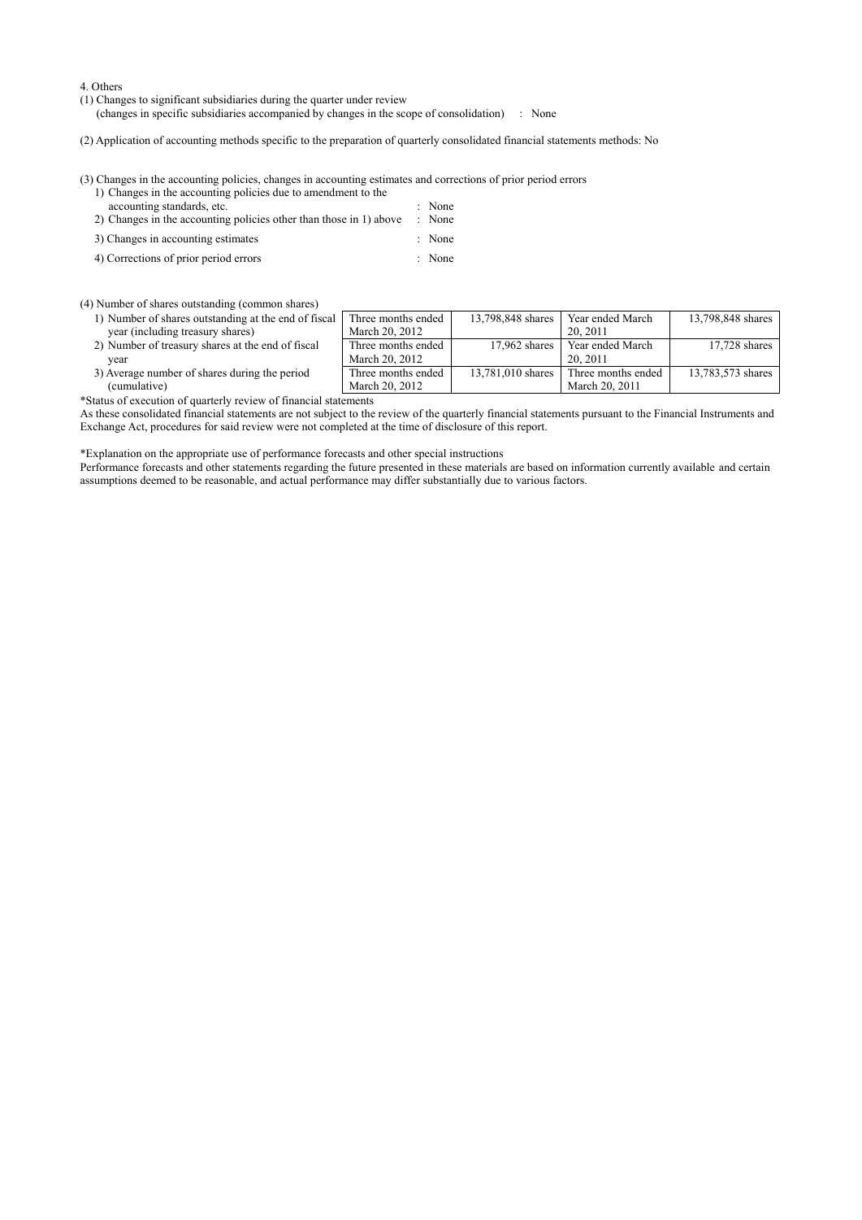4. Others

(1) Changes to significant subsidiaries during the quarter under review
(changes in specific subsidiaries accompanied by changes in the scope of consolidation) : None

(2) Application of accounting methods specific to the preparation of quarterly consolidated financial statements methods: No

(3) Changes in the accounting policies, changes in accounting estimates and corrections of prior period errors

1) Changes in the accounting policies due to amendment to the accounting standards, etc. : None
2) Changes in the accounting policies other than those in 1) above : None
3) Changes in accounting estimates : None
4) Corrections of prior period errors : None

(4) Number of shares outstanding (common shares)

| | | | | |
|---|---|---|---|---|
| 1) Number of shares outstanding at the end of fiscal year (including treasury shares) | Three months ended March 20, 2012 | 13,798,848 shares | Year ended March 20, 2011 | 13,798,848 shares |
| 2) Number of treasury shares at the end of fiscal year | Three months ended March 20, 2012 | 17,962 shares | Year ended March 20, 2011 | 17,728 shares |
| 3) Average number of shares during the period (cumulative) | Three months ended March 20, 2012 | 13,781,010 shares | Three months ended March 20, 2011 | 13,783,573 shares |

*Status of execution of quarterly review of financial statements

As these consolidated financial statements are not subject to the review of the quarterly financial statements pursuant to the Financial Instruments and Exchange Act, procedures for said review were not completed at the time of disclosure of this report.

*Explanation on the appropriate use of performance forecasts and other special instructions

Performance forecasts and other statements regarding the future presented in these materials are based on information currently available and certain assumptions deemed to be reasonable, and actual performance may differ substantially due to various factors.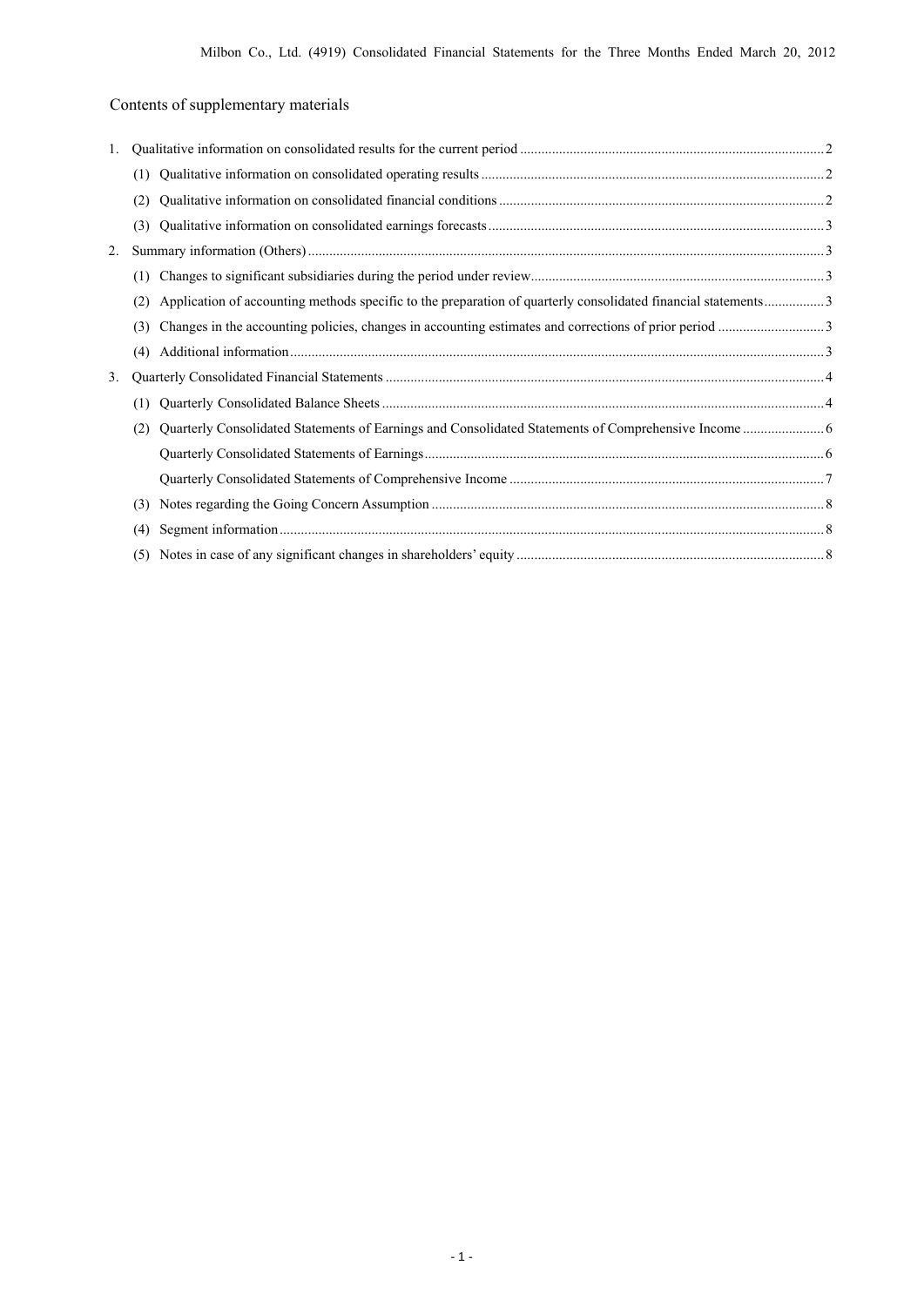# Contents of supplementary materials

1. Qualitative information on consolidated results for the current period ..................... 2
   - (1) Qualitative information on consolidated operating results ..................... 2
   - (2) Qualitative information on consolidated financial conditions ..................... 2
   - (3) Qualitative information on consolidated earnings forecasts ..................... 3
2. Summary information (Others) ..................... 3
   - (1) Changes to significant subsidiaries during the period under review ..................... 3
   - (2) Application of accounting methods specific to the preparation of quarterly consolidated financial statements ..................... 3
   - (3) Changes in the accounting policies, changes in accounting estimates and corrections of prior period ..................... 3
   - (4) Additional information ..................... 3
3. Quarterly Consolidated Financial Statements ..................... 4
   - (1) Quarterly Consolidated Balance Sheets ..................... 4
   - (2) Quarterly Consolidated Statements of Earnings and Consolidated Statements of Comprehensive Income ..................... 6
     - Quarterly Consolidated Statements of Earnings ..................... 6
     - Quarterly Consolidated Statements of Comprehensive Income ..................... 7
   - (3) Notes regarding the Going Concern Assumption ..................... 8
   - (4) Segment information ..................... 8
   - (5) Notes in case of any significant changes in shareholders' equity ..................... 8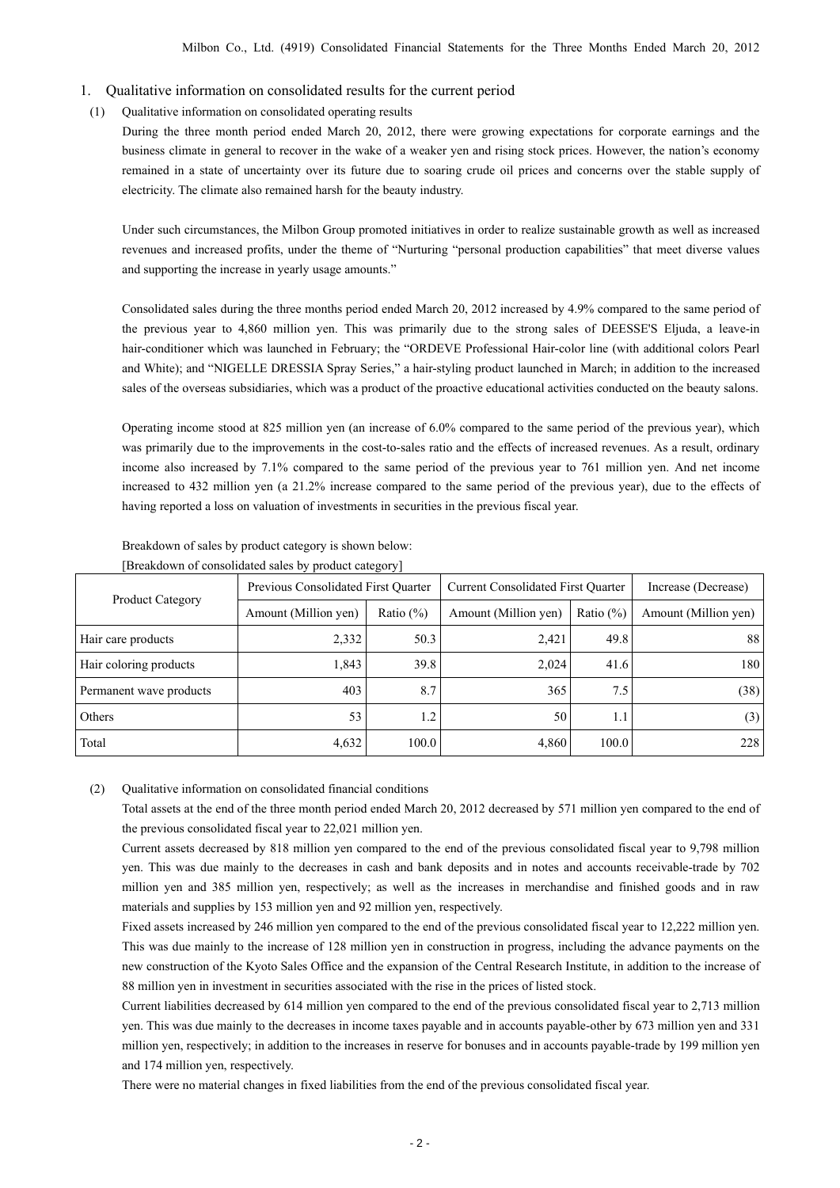## 1. Qualitative information on consolidated results for the current period

### (1) Qualitative information on consolidated operating results

During the three month period ended March 20, 2012, there were growing expectations for corporate earnings and the business climate in general to recover in the wake of a weaker yen and rising stock prices. However, the nation's economy remained in a state of uncertainty over its future due to soaring crude oil prices and concerns over the stable supply of electricity. The climate also remained harsh for the beauty industry.

Under such circumstances, the Milbon Group promoted initiatives in order to realize sustainable growth as well as increased revenues and increased profits, under the theme of "Nurturing "personal production capabilities" that meet diverse values and supporting the increase in yearly usage amounts."

Consolidated sales during the three months period ended March 20, 2012 increased by 4.9% compared to the same period of the previous year to 4,860 million yen. This was primarily due to the strong sales of DEESSE'S Eljuda, a leave-in hair-conditioner which was launched in February; the "ORDEVE Professional Hair-color line (with additional colors Pearl and White); and "NIGELLE DRESSIA Spray Series," a hair-styling product launched in March; in addition to the increased sales of the overseas subsidiaries, which was a product of the proactive educational activities conducted on the beauty salons.

Operating income stood at 825 million yen (an increase of 6.0% compared to the same period of the previous year), which was primarily due to the improvements in the cost-to-sales ratio and the effects of increased revenues. As a result, ordinary income also increased by 7.1% compared to the same period of the previous year to 761 million yen. And net income increased to 432 million yen (a 21.2% increase compared to the same period of the previous year), due to the effects of having reported a loss on valuation of investments in securities in the previous fiscal year.

Breakdown of sales by product category is shown below:

[Breakdown of consolidated sales by product category]

| Product Category | Previous Consolidated First Quarter | | Current Consolidated First Quarter | | Increase (Decrease) |
|---|---|---|---|---|---|
| | Amount (Million yen) | Ratio (%) | Amount (Million yen) | Ratio (%) | Amount (Million yen) |
| Hair care products | 2,332 | 50.3 | 2,421 | 49.8 | 88 |
| Hair coloring products | 1,843 | 39.8 | 2,024 | 41.6 | 180 |
| Permanent wave products | 403 | 8.7 | 365 | 7.5 | (38) |
| Others | 53 | 1.2 | 50 | 1.1 | (3) |
| Total | 4,632 | 100.0 | 4,860 | 100.0 | 228 |

### (2) Qualitative information on consolidated financial conditions

Total assets at the end of the three month period ended March 20, 2012 decreased by 571 million yen compared to the end of the previous consolidated fiscal year to 22,021 million yen.

Current assets decreased by 818 million yen compared to the end of the previous consolidated fiscal year to 9,798 million yen. This was due mainly to the decreases in cash and bank deposits and in notes and accounts receivable-trade by 702 million yen and 385 million yen, respectively; as well as the increases in merchandise and finished goods and in raw materials and supplies by 153 million yen and 92 million yen, respectively.

Fixed assets increased by 246 million yen compared to the end of the previous consolidated fiscal year to 12,222 million yen. This was due mainly to the increase of 128 million yen in construction in progress, including the advance payments on the new construction of the Kyoto Sales Office and the expansion of the Central Research Institute, in addition to the increase of 88 million yen in investment in securities associated with the rise in the prices of listed stock.

Current liabilities decreased by 614 million yen compared to the end of the previous consolidated fiscal year to 2,713 million yen. This was due mainly to the decreases in income taxes payable and in accounts payable-other by 673 million yen and 331 million yen, respectively; in addition to the increases in reserve for bonuses and in accounts payable-trade by 199 million yen and 174 million yen, respectively.

There were no material changes in fixed liabilities from the end of the previous consolidated fiscal year.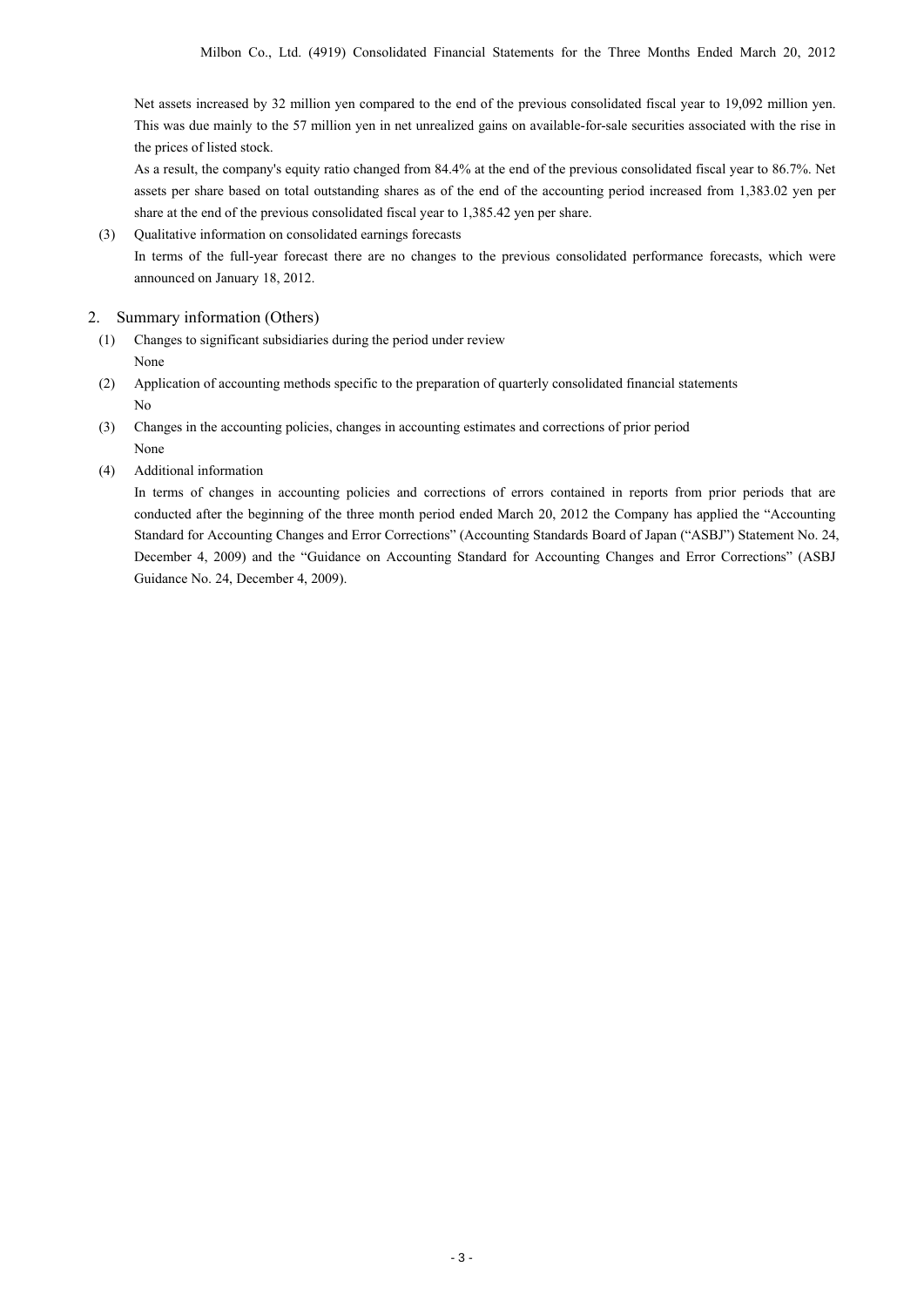Net assets increased by 32 million yen compared to the end of the previous consolidated fiscal year to 19,092 million yen. This was due mainly to the 57 million yen in net unrealized gains on available-for-sale securities associated with the rise in the prices of listed stock.

As a result, the company's equity ratio changed from 84.4% at the end of the previous consolidated fiscal year to 86.7%. Net assets per share based on total outstanding shares as of the end of the accounting period increased from 1,383.02 yen per share at the end of the previous consolidated fiscal year to 1,385.42 yen per share.

(3) Qualitative information on consolidated earnings forecasts

In terms of the full-year forecast there are no changes to the previous consolidated performance forecasts, which were announced on January 18, 2012.

## 2. Summary information (Others)

(1) Changes to significant subsidiaries during the period under review

None

(2) Application of accounting methods specific to the preparation of quarterly consolidated financial statements

No

(3) Changes in the accounting policies, changes in accounting estimates and corrections of prior period

None

(4) Additional information

In terms of changes in accounting policies and corrections of errors contained in reports from prior periods that are conducted after the beginning of the three month period ended March 20, 2012 the Company has applied the "Accounting Standard for Accounting Changes and Error Corrections" (Accounting Standards Board of Japan ("ASBJ") Statement No. 24, December 4, 2009) and the "Guidance on Accounting Standard for Accounting Changes and Error Corrections" (ASBJ Guidance No. 24, December 4, 2009).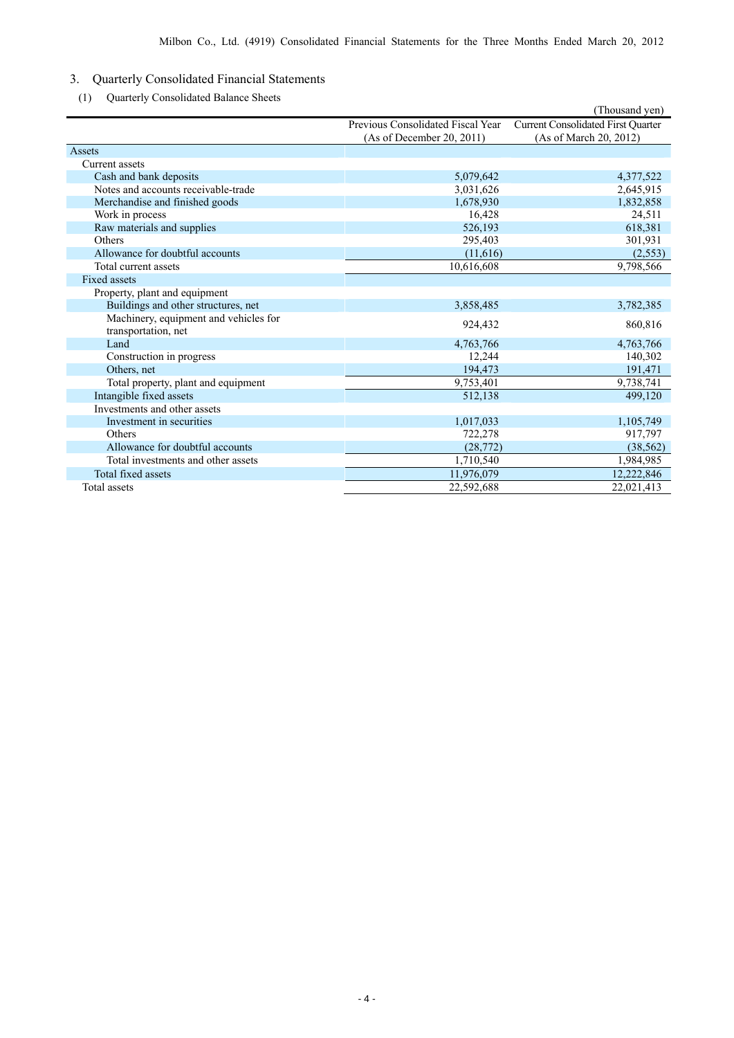## 3. Quarterly Consolidated Financial Statements

### (1) Quarterly Consolidated Balance Sheets

(Thousand yen)

| | Previous Consolidated Fiscal Year (As of December 20, 2011) | Current Consolidated First Quarter (As of March 20, 2012) |
|---|---|---|
| Assets | | |
| Current assets | | |
| Cash and bank deposits | 5,079,642 | 4,377,522 |
| Notes and accounts receivable-trade | 3,031,626 | 2,645,915 |
| Merchandise and finished goods | 1,678,930 | 1,832,858 |
| Work in process | 16,428 | 24,511 |
| Raw materials and supplies | 526,193 | 618,381 |
| Others | 295,403 | 301,931 |
| Allowance for doubtful accounts | (11,616) | (2,553) |
| Total current assets | 10,616,608 | 9,798,566 |
| Fixed assets | | |
| Property, plant and equipment | | |
| Buildings and other structures, net | 3,858,485 | 3,782,385 |
| Machinery, equipment and vehicles for transportation, net | 924,432 | 860,816 |
| Land | 4,763,766 | 4,763,766 |
| Construction in progress | 12,244 | 140,302 |
| Others, net | 194,473 | 191,471 |
| Total property, plant and equipment | 9,753,401 | 9,738,741 |
| Intangible fixed assets | 512,138 | 499,120 |
| Investments and other assets | | |
| Investment in securities | 1,017,033 | 1,105,749 |
| Others | 722,278 | 917,797 |
| Allowance for doubtful accounts | (28,772) | (38,562) |
| Total investments and other assets | 1,710,540 | 1,984,985 |
| Total fixed assets | 11,976,079 | 12,222,846 |
| Total assets | 22,592,688 | 22,021,413 |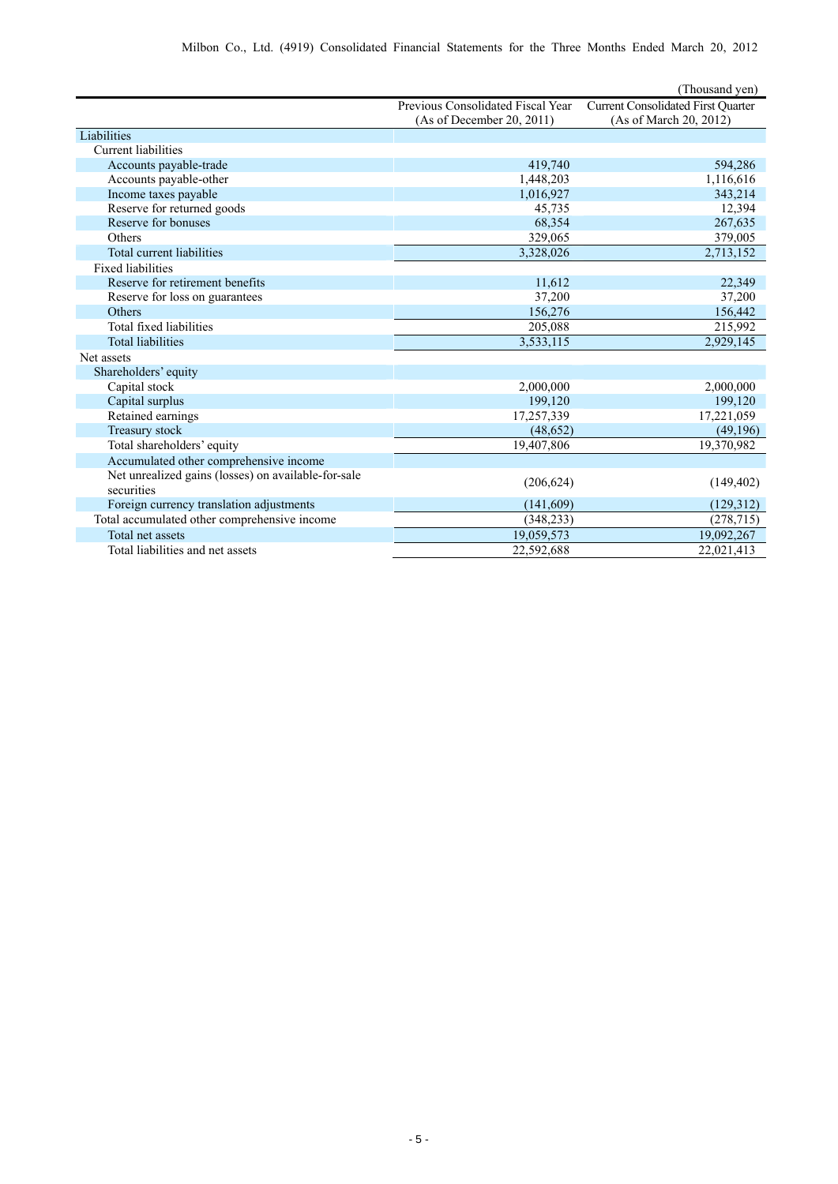(Thousand yen)

| | Previous Consolidated Fiscal Year (As of December 20, 2011) | Current Consolidated First Quarter (As of March 20, 2012) |
|---|---|---|
| Liabilities | | |
| Current liabilities | | |
| Accounts payable-trade | 419,740 | 594,286 |
| Accounts payable-other | 1,448,203 | 1,116,616 |
| Income taxes payable | 1,016,927 | 343,214 |
| Reserve for returned goods | 45,735 | 12,394 |
| Reserve for bonuses | 68,354 | 267,635 |
| Others | 329,065 | 379,005 |
| Total current liabilities | 3,328,026 | 2,713,152 |
| Fixed liabilities | | |
| Reserve for retirement benefits | 11,612 | 22,349 |
| Reserve for loss on guarantees | 37,200 | 37,200 |
| Others | 156,276 | 156,442 |
| Total fixed liabilities | 205,088 | 215,992 |
| Total liabilities | 3,533,115 | 2,929,145 |
| Net assets | | |
| Shareholders' equity | | |
| Capital stock | 2,000,000 | 2,000,000 |
| Capital surplus | 199,120 | 199,120 |
| Retained earnings | 17,257,339 | 17,221,059 |
| Treasury stock | (48,652) | (49,196) |
| Total shareholders' equity | 19,407,806 | 19,370,982 |
| Accumulated other comprehensive income | | |
| Net unrealized gains (losses) on available-for-sale securities | (206,624) | (149,402) |
| Foreign currency translation adjustments | (141,609) | (129,312) |
| Total accumulated other comprehensive income | (348,233) | (278,715) |
| Total net assets | 19,059,573 | 19,092,267 |
| Total liabilities and net assets | 22,592,688 | 22,021,413 |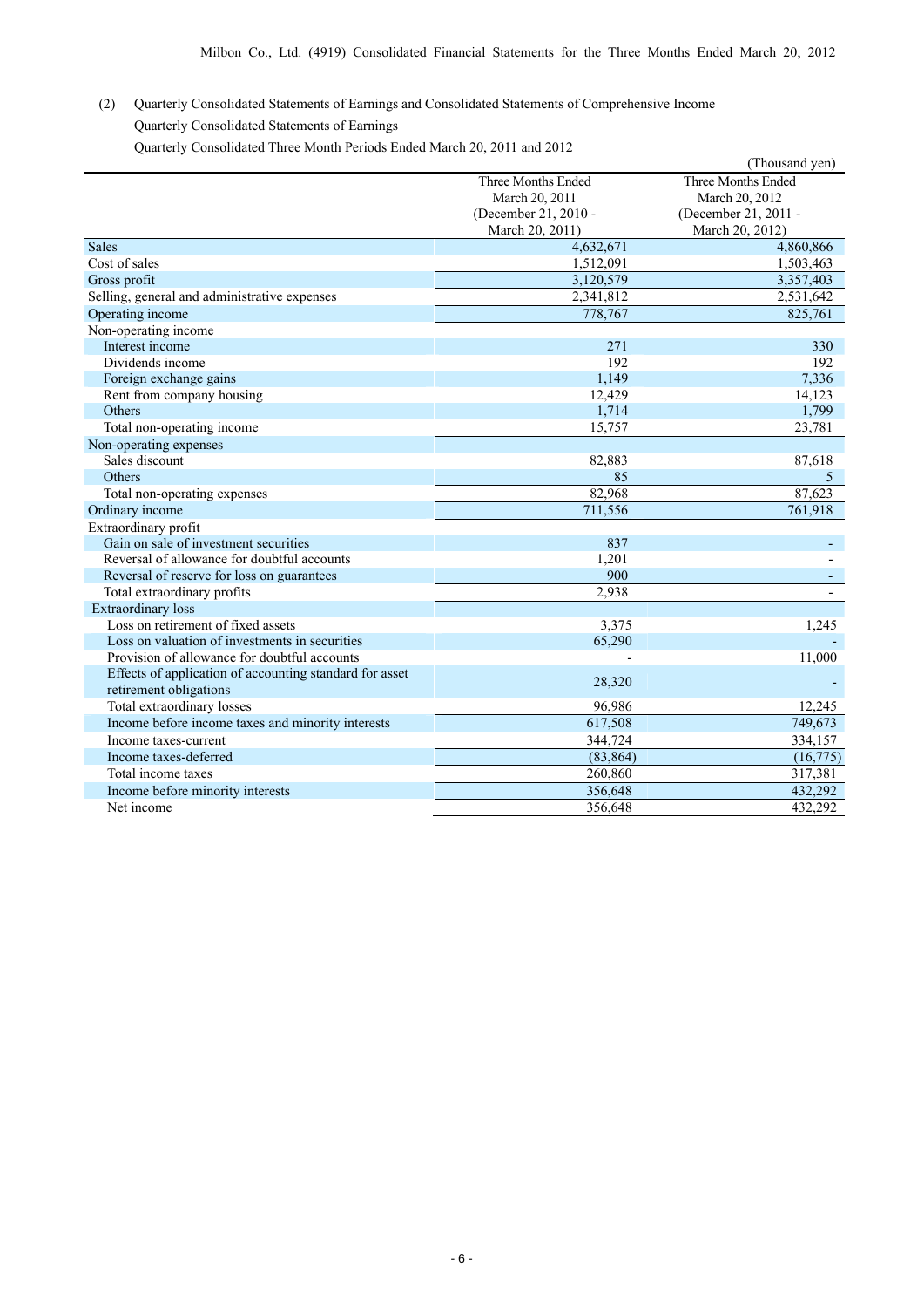(2) Quarterly Consolidated Statements of Earnings and Consolidated Statements of Comprehensive Income

Quarterly Consolidated Statements of Earnings

Quarterly Consolidated Three Month Periods Ended March 20, 2011 and 2012

(Thousand yen)

| | Three Months Ended March 20, 2011 (December 21, 2010 - March 20, 2011) | Three Months Ended March 20, 2012 (December 21, 2011 - March 20, 2012) |
|---|---|---|
| Sales | 4,632,671 | 4,860,866 |
| Cost of sales | 1,512,091 | 1,503,463 |
| Gross profit | 3,120,579 | 3,357,403 |
| Selling, general and administrative expenses | 2,341,812 | 2,531,642 |
| Operating income | 778,767 | 825,761 |
| Non-operating income | | |
| Interest income | 271 | 330 |
| Dividends income | 192 | 192 |
| Foreign exchange gains | 1,149 | 7,336 |
| Rent from company housing | 12,429 | 14,123 |
| Others | 1,714 | 1,799 |
| Total non-operating income | 15,757 | 23,781 |
| Non-operating expenses | | |
| Sales discount | 82,883 | 87,618 |
| Others | 85 | 5 |
| Total non-operating expenses | 82,968 | 87,623 |
| Ordinary income | 711,556 | 761,918 |
| Extraordinary profit | | |
| Gain on sale of investment securities | 837 | - |
| Reversal of allowance for doubtful accounts | 1,201 | - |
| Reversal of reserve for loss on guarantees | 900 | - |
| Total extraordinary profits | 2,938 | - |
| Extraordinary loss | | |
| Loss on retirement of fixed assets | 3,375 | 1,245 |
| Loss on valuation of investments in securities | 65,290 | - |
| Provision of allowance for doubtful accounts | - | 11,000 |
| Effects of application of accounting standard for asset retirement obligations | 28,320 | - |
| Total extraordinary losses | 96,986 | 12,245 |
| Income before income taxes and minority interests | 617,508 | 749,673 |
| Income taxes-current | 344,724 | 334,157 |
| Income taxes-deferred | (83,864) | (16,775) |
| Total income taxes | 260,860 | 317,381 |
| Income before minority interests | 356,648 | 432,292 |
| Net income | 356,648 | 432,292 |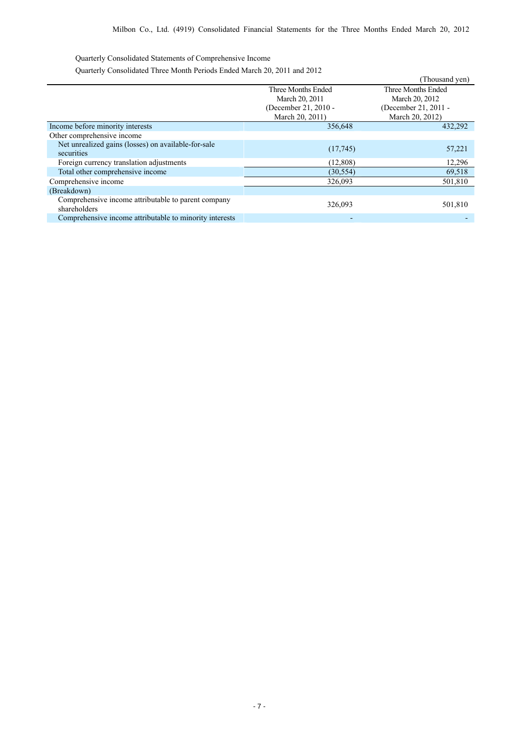Quarterly Consolidated Statements of Comprehensive Income

Quarterly Consolidated Three Month Periods Ended March 20, 2011 and 2012

(Thousand yen)

| | Three Months Ended March 20, 2011 (December 21, 2010 - March 20, 2011) | Three Months Ended March 20, 2012 (December 21, 2011 - March 20, 2012) |
|---|---|---|
| Income before minority interests | 356,648 | 432,292 |
| Other comprehensive income | | |
| Net unrealized gains (losses) on available-for-sale securities | (17,745) | 57,221 |
| Foreign currency translation adjustments | (12,808) | 12,296 |
| Total other comprehensive income | (30,554) | 69,518 |
| Comprehensive income | 326,093 | 501,810 |
| (Breakdown) | | |
| Comprehensive income attributable to parent company shareholders | 326,093 | 501,810 |
| Comprehensive income attributable to minority interests | - | - |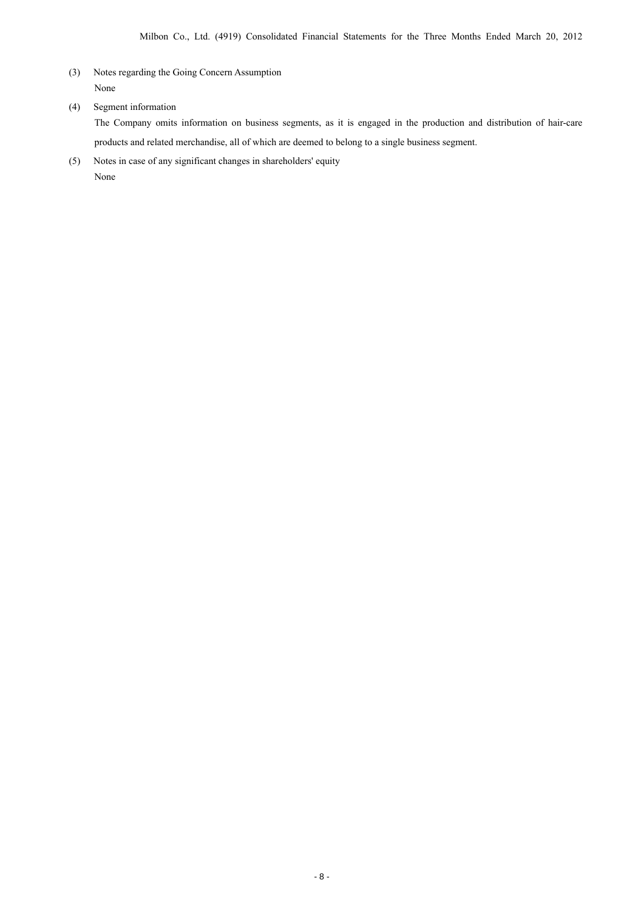(3) Notes regarding the Going Concern Assumption

None

(4) Segment information

The Company omits information on business segments, as it is engaged in the production and distribution of hair-care products and related merchandise, all of which are deemed to belong to a single business segment.

(5) Notes in case of any significant changes in shareholders' equity

None